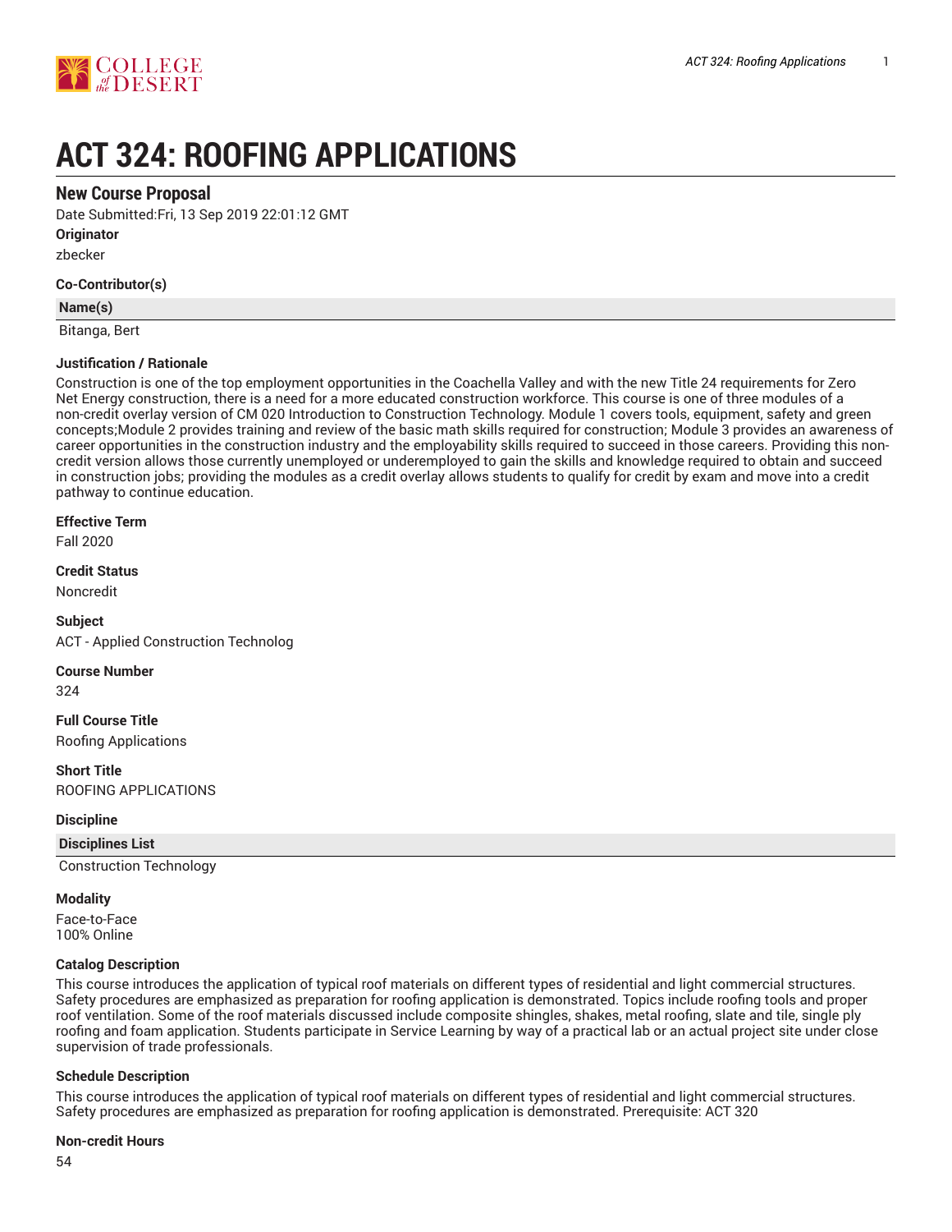# ACT 324: ROOFING APPLICATIONS

## New Course Proposal

Date Submitted:Fri, 13 Sep 2019 22:01:12 GMT

**Originator**

zbecker

**Co-Contributor(s)**

| Name(s) |
| --- |
| Bitanga, Bert |

**Justification / Rationale**

Construction is one of the top employment opportunities in the Coachella Valley and with the new Title 24 requirements for Zero Net Energy construction, there is a need for a more educated construction workforce. This course is one of three modules of a non-credit overlay version of CM 020 Introduction to Construction Technology. Module 1 covers tools, equipment, safety and green concepts;Module 2 provides training and review of the basic math skills required for construction; Module 3 provides an awareness of career opportunities in the construction industry and the employability skills required to succeed in those careers. Providing this non-credit version allows those currently unemployed or underemployed to gain the skills and knowledge required to obtain and succeed in construction jobs; providing the modules as a credit overlay allows students to qualify for credit by exam and move into a credit pathway to continue education.

**Effective Term**

Fall 2020

**Credit Status**

Noncredit

**Subject**

ACT - Applied Construction Technolog

**Course Number**

324

**Full Course Title**

Roofing Applications

**Short Title**

ROOFING APPLICATIONS

**Discipline**

| Disciplines List |
| --- |
| Construction Technology |

**Modality**

Face-to-Face
100% Online

**Catalog Description**

This course introduces the application of typical roof materials on different types of residential and light commercial structures. Safety procedures are emphasized as preparation for roofing application is demonstrated. Topics include roofing tools and proper roof ventilation. Some of the roof materials discussed include composite shingles, shakes, metal roofing, slate and tile, single ply roofing and foam application. Students participate in Service Learning by way of a practical lab or an actual project site under close supervision of trade professionals.

**Schedule Description**

This course introduces the application of typical roof materials on different types of residential and light commercial structures. Safety procedures are emphasized as preparation for roofing application is demonstrated. Prerequisite: ACT 320

**Non-credit Hours**

54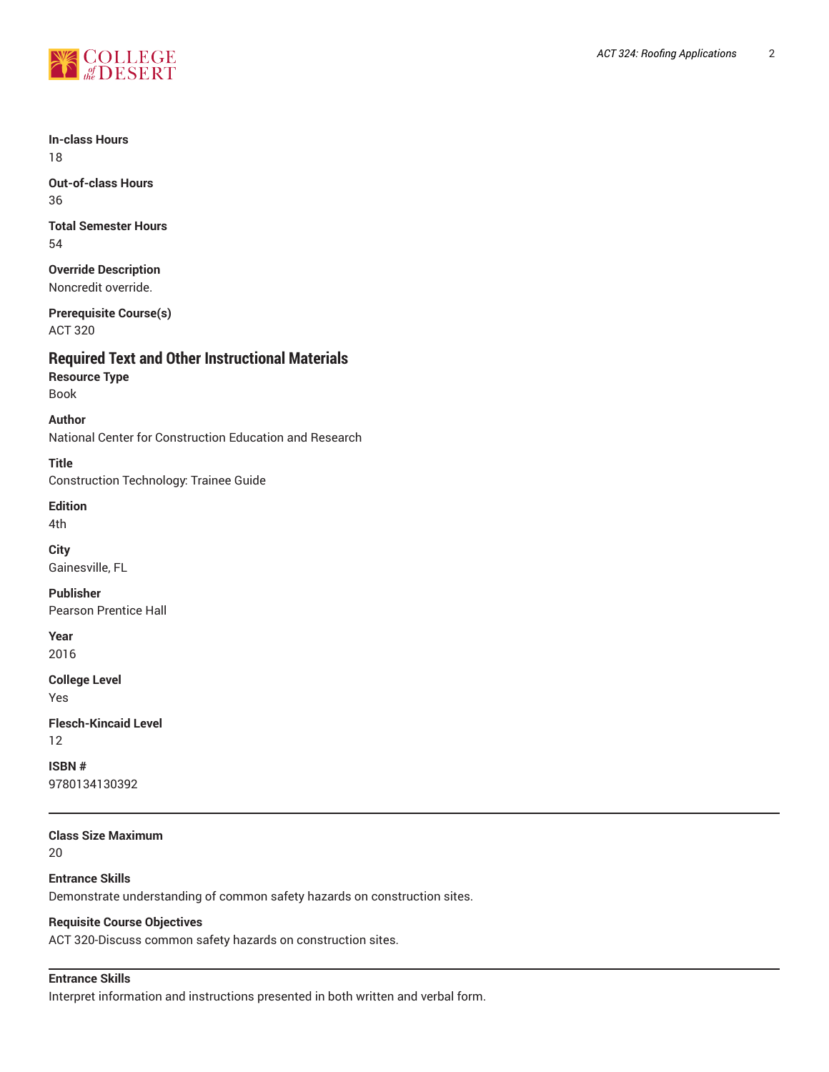**In-class Hours**
18

**Out-of-class Hours**
36

**Total Semester Hours**
54

**Override Description**
Noncredit override.

**Prerequisite Course(s)**
ACT 320

## Required Text and Other Instructional Materials

**Resource Type**
Book

**Author**
National Center for Construction Education and Research

**Title**
Construction Technology: Trainee Guide

**Edition**
4th

**City**
Gainesville, FL

**Publisher**
Pearson Prentice Hall

**Year**
2016

**College Level**
Yes

**Flesch-Kincaid Level**
12

**ISBN #**
9780134130392

---

**Class Size Maximum**
20

**Entrance Skills**
Demonstrate understanding of common safety hazards on construction sites.

**Requisite Course Objectives**
ACT 320-Discuss common safety hazards on construction sites.

---

**Entrance Skills**
Interpret information and instructions presented in both written and verbal form.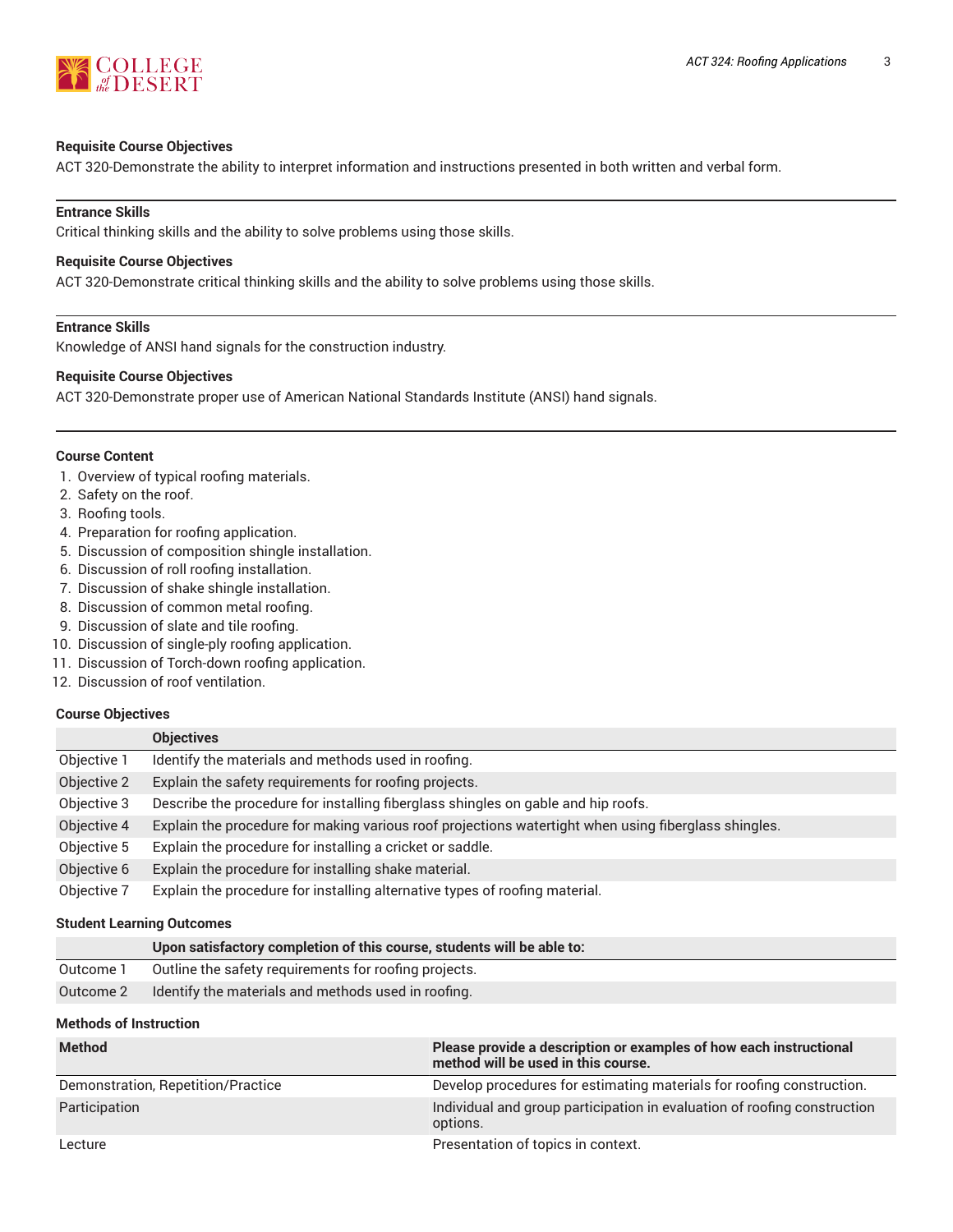**Requisite Course Objectives**
ACT 320-Demonstrate the ability to interpret information and instructions presented in both written and verbal form.

**Entrance Skills**
Critical thinking skills and the ability to solve problems using those skills.

**Requisite Course Objectives**
ACT 320-Demonstrate critical thinking skills and the ability to solve problems using those skills.

**Entrance Skills**
Knowledge of ANSI hand signals for the construction industry.

**Requisite Course Objectives**
ACT 320-Demonstrate proper use of American National Standards Institute (ANSI) hand signals.

## Course Content

1. Overview of typical roofing materials.
2. Safety on the roof.
3. Roofing tools.
4. Preparation for roofing application.
5. Discussion of composition shingle installation.
6. Discussion of roll roofing installation.
7. Discussion of shake shingle installation.
8. Discussion of common metal roofing.
9. Discussion of slate and tile roofing.
10. Discussion of single-ply roofing application.
11. Discussion of Torch-down roofing application.
12. Discussion of roof ventilation.

## Course Objectives

| | Objectives |
|---|---|
| Objective 1 | Identify the materials and methods used in roofing. |
| Objective 2 | Explain the safety requirements for roofing projects. |
| Objective 3 | Describe the procedure for installing fiberglass shingles on gable and hip roofs. |
| Objective 4 | Explain the procedure for making various roof projections watertight when using fiberglass shingles. |
| Objective 5 | Explain the procedure for installing a cricket or saddle. |
| Objective 6 | Explain the procedure for installing shake material. |
| Objective 7 | Explain the procedure for installing alternative types of roofing material. |

## Student Learning Outcomes

| | Upon satisfactory completion of this course, students will be able to: |
|---|---|
| Outcome 1 | Outline the safety requirements for roofing projects. |
| Outcome 2 | Identify the materials and methods used in roofing. |

## Methods of Instruction

| Method | Please provide a description or examples of how each instructional method will be used in this course. |
|---|---|
| Demonstration, Repetition/Practice | Develop procedures for estimating materials for roofing construction. |
| Participation | Individual and group participation in evaluation of roofing construction options. |
| Lecture | Presentation of topics in context. |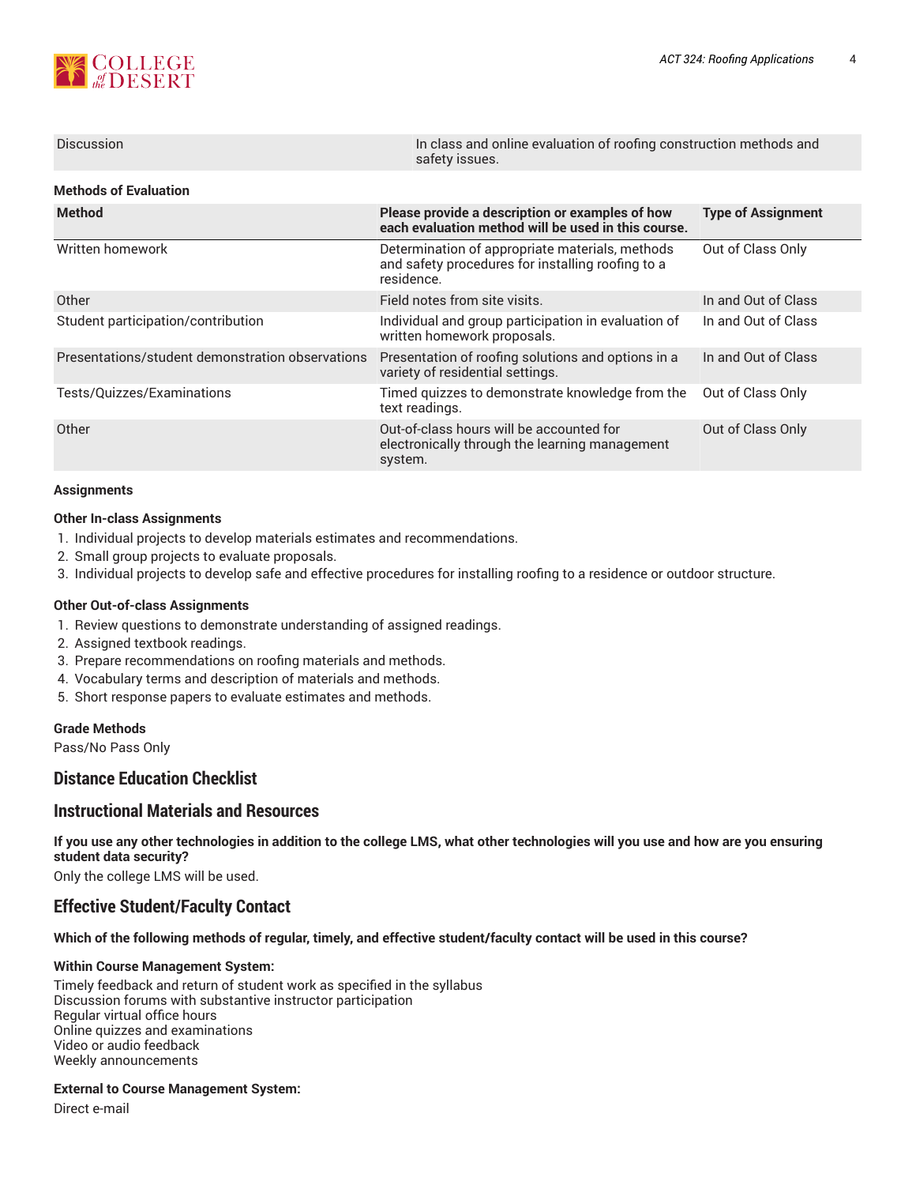| Discussion | In class and online evaluation of roofing construction methods and safety issues. |
|---|---|

**Methods of Evaluation**

| Method | Please provide a description or examples of how each evaluation method will be used in this course. | Type of Assignment |
|---|---|---|
| Written homework | Determination of appropriate materials, methods and safety procedures for installing roofing to a residence. | Out of Class Only |
| Other | Field notes from site visits. | In and Out of Class |
| Student participation/contribution | Individual and group participation in evaluation of written homework proposals. | In and Out of Class |
| Presentations/student demonstration observations | Presentation of roofing solutions and options in a variety of residential settings. | In and Out of Class |
| Tests/Quizzes/Examinations | Timed quizzes to demonstrate knowledge from the text readings. | Out of Class Only |
| Other | Out-of-class hours will be accounted for electronically through the learning management system. | Out of Class Only |

**Assignments**

**Other In-class Assignments**

1. Individual projects to develop materials estimates and recommendations.
2. Small group projects to evaluate proposals.
3. Individual projects to develop safe and effective procedures for installing roofing to a residence or outdoor structure.

**Other Out-of-class Assignments**

1. Review questions to demonstrate understanding of assigned readings.
2. Assigned textbook readings.
3. Prepare recommendations on roofing materials and methods.
4. Vocabulary terms and description of materials and methods.
5. Short response papers to evaluate estimates and methods.

**Grade Methods**

Pass/No Pass Only

## Distance Education Checklist

## Instructional Materials and Resources

**If you use any other technologies in addition to the college LMS, what other technologies will you use and how are you ensuring student data security?**

Only the college LMS will be used.

## Effective Student/Faculty Contact

**Which of the following methods of regular, timely, and effective student/faculty contact will be used in this course?**

**Within Course Management System:**

Timely feedback and return of student work as specified in the syllabus
Discussion forums with substantive instructor participation
Regular virtual office hours
Online quizzes and examinations
Video or audio feedback
Weekly announcements

**External to Course Management System:**

Direct e-mail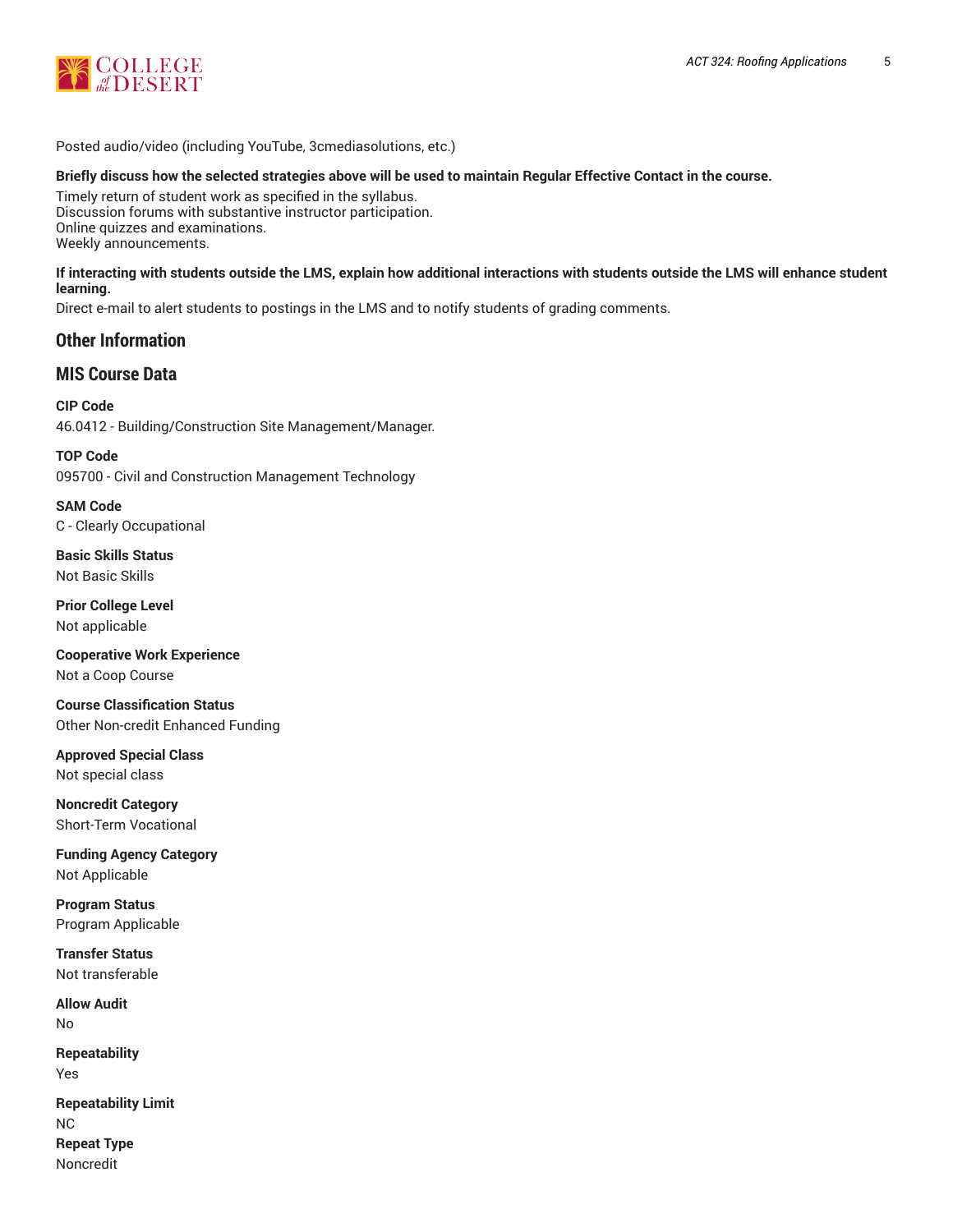Posted audio/video (including YouTube, 3cmediasolutions, etc.)

**Briefly discuss how the selected strategies above will be used to maintain Regular Effective Contact in the course.**

Timely return of student work as specified in the syllabus.
Discussion forums with substantive instructor participation.
Online quizzes and examinations.
Weekly announcements.

**If interacting with students outside the LMS, explain how additional interactions with students outside the LMS will enhance student learning.**

Direct e-mail to alert students to postings in the LMS and to notify students of grading comments.

## Other Information

## MIS Course Data

**CIP Code**
46.0412 - Building/Construction Site Management/Manager.

**TOP Code**
095700 - Civil and Construction Management Technology

**SAM Code**
C - Clearly Occupational

**Basic Skills Status**
Not Basic Skills

**Prior College Level**
Not applicable

**Cooperative Work Experience**
Not a Coop Course

**Course Classification Status**
Other Non-credit Enhanced Funding

**Approved Special Class**
Not special class

**Noncredit Category**
Short-Term Vocational

**Funding Agency Category**
Not Applicable

**Program Status**
Program Applicable

**Transfer Status**
Not transferable

**Allow Audit**
No

**Repeatability**
Yes

**Repeatability Limit**
NC

**Repeat Type**
Noncredit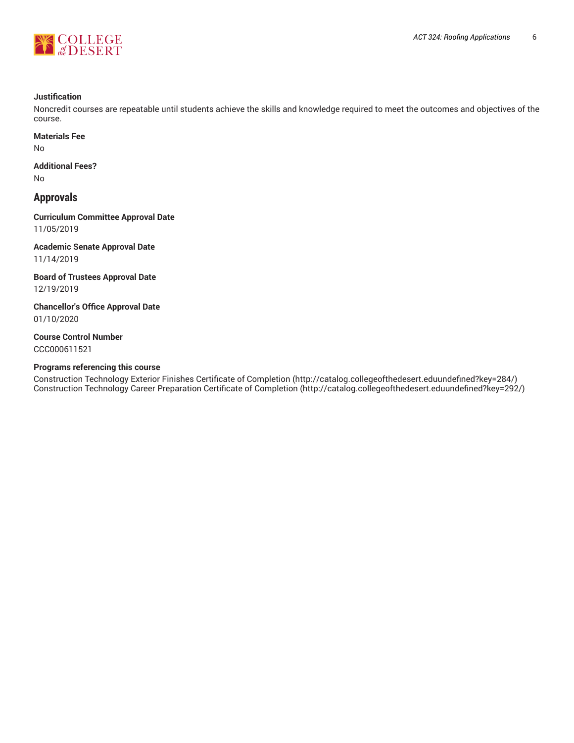#### Justification

Noncredit courses are repeatable until students achieve the skills and knowledge required to meet the outcomes and objectives of the course.

#### Materials Fee

No

#### Additional Fees?

No

## Approvals

#### Curriculum Committee Approval Date

11/05/2019

#### Academic Senate Approval Date

11/14/2019

#### Board of Trustees Approval Date

12/19/2019

#### Chancellor's Office Approval Date

01/10/2020

#### Course Control Number

CCC000611521

#### Programs referencing this course

Construction Technology Exterior Finishes Certificate of Completion (http://catalog.collegeofthedesert.eduundefined?key=284/)
Construction Technology Career Preparation Certificate of Completion (http://catalog.collegeofthedesert.eduundefined?key=292/)